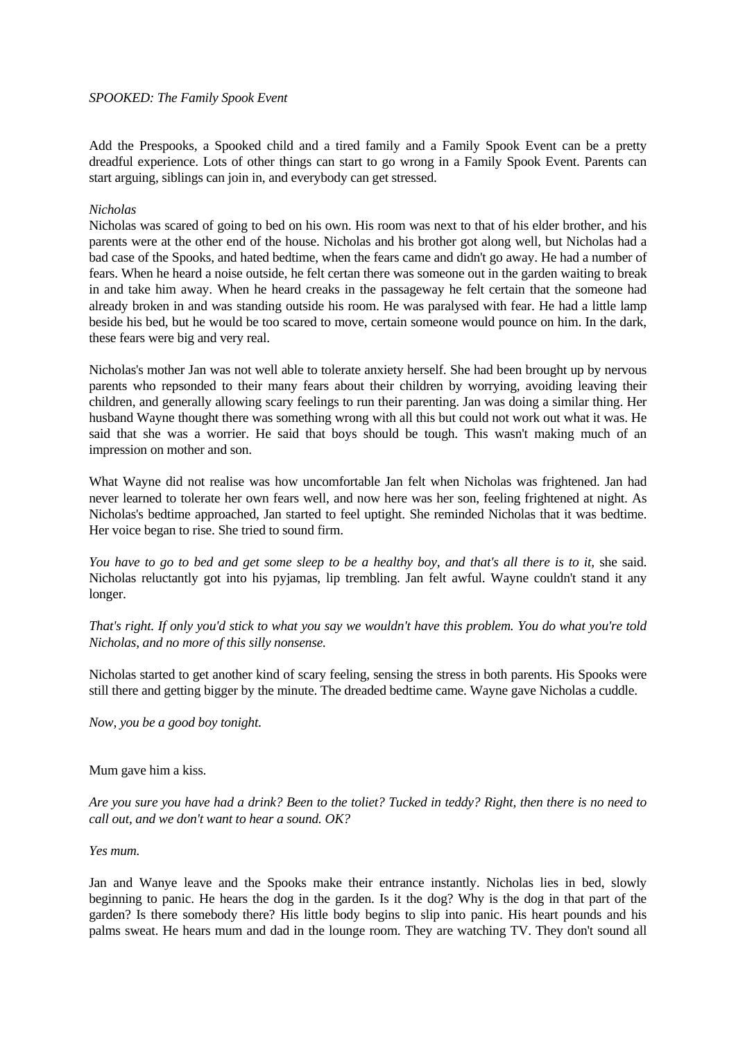*SPOOKED: The Family Spook Event*

Add the Prespooks, a Spooked child and a tired family and a Family Spook Event can be a pretty dreadful experience. Lots of other things can start to go wrong in a Family Spook Event. Parents can start arguing, siblings can join in, and everybody can get stressed.

*Nicholas*

Nicholas was scared of going to bed on his own. His room was next to that of his elder brother, and his parents were at the other end of the house. Nicholas and his brother got along well, but Nicholas had a bad case of the Spooks, and hated bedtime, when the fears came and didn't go away. He had a number of fears. When he heard a noise outside, he felt certan there was someone out in the garden waiting to break in and take him away. When he heard creaks in the passageway he felt certain that the someone had already broken in and was standing outside his room. He was paralysed with fear. He had a little lamp beside his bed, but he would be too scared to move, certain someone would pounce on him. In the dark, these fears were big and very real.

Nicholas's mother Jan was not well able to tolerate anxiety herself. She had been brought up by nervous parents who repsonded to their many fears about their children by worrying, avoiding leaving their children, and generally allowing scary feelings to run their parenting. Jan was doing a similar thing. Her husband Wayne thought there was something wrong with all this but could not work out what it was. He said that she was a worrier. He said that boys should be tough. This wasn't making much of an impression on mother and son.

What Wayne did not realise was how uncomfortable Jan felt when Nicholas was frightened. Jan had never learned to tolerate her own fears well, and now here was her son, feeling frightened at night. As Nicholas's bedtime approached, Jan started to feel uptight. She reminded Nicholas that it was bedtime. Her voice began to rise. She tried to sound firm.

*You have to go to bed and get some sleep to be a healthy boy, and that's all there is to it,* she said. Nicholas reluctantly got into his pyjamas, lip trembling. Jan felt awful. Wayne couldn't stand it any longer.

*That's right. If only you'd stick to what you say we wouldn't have this problem. You do what you're told Nicholas, and no more of this silly nonsense.*

Nicholas started to get another kind of scary feeling, sensing the stress in both parents. His Spooks were still there and getting bigger by the minute. The dreaded bedtime came. Wayne gave Nicholas a cuddle.

*Now, you be a good boy tonight.*

Mum gave him a kiss.

*Are you sure you have had a drink? Been to the toliet? Tucked in teddy? Right, then there is no need to call out, and we don't want to hear a sound. OK?*

*Yes mum.*

Jan and Wanye leave and the Spooks make their entrance instantly. Nicholas lies in bed, slowly beginning to panic. He hears the dog in the garden. Is it the dog? Why is the dog in that part of the garden? Is there somebody there? His little body begins to slip into panic. His heart pounds and his palms sweat. He hears mum and dad in the lounge room. They are watching TV. They don't sound all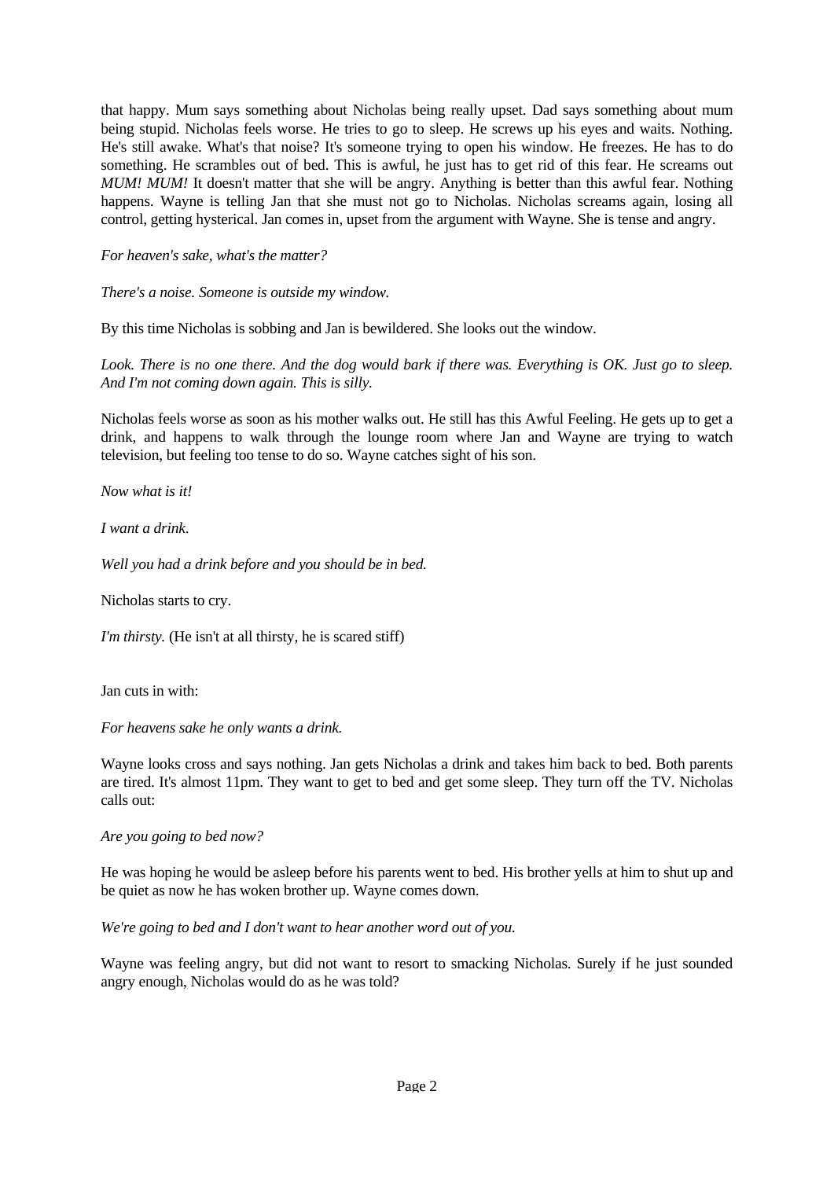that happy. Mum says something about Nicholas being really upset. Dad says something about mum being stupid. Nicholas feels worse. He tries to go to sleep. He screws up his eyes and waits. Nothing. He's still awake. What's that noise? It's someone trying to open his window. He freezes. He has to do something. He scrambles out of bed. This is awful, he just has to get rid of this fear. He screams out *MUM! MUM!* It doesn't matter that she will be angry. Anything is better than this awful fear. Nothing happens. Wayne is telling Jan that she must not go to Nicholas. Nicholas screams again, losing all control, getting hysterical. Jan comes in, upset from the argument with Wayne. She is tense and angry.

*For heaven's sake, what's the matter?*

*There's a noise. Someone is outside my window.*

By this time Nicholas is sobbing and Jan is bewildered. She looks out the window.

*Look. There is no one there. And the dog would bark if there was. Everything is OK. Just go to sleep. And I'm not coming down again. This is silly.*

Nicholas feels worse as soon as his mother walks out. He still has this Awful Feeling. He gets up to get a drink, and happens to walk through the lounge room where Jan and Wayne are trying to watch television, but feeling too tense to do so. Wayne catches sight of his son.

*Now what is it!*

*I want a drink.*

*Well you had a drink before and you should be in bed.*

Nicholas starts to cry.

*I'm thirsty.* (He isn't at all thirsty, he is scared stiff)

Jan cuts in with:

*For heavens sake he only wants a drink.*

Wayne looks cross and says nothing. Jan gets Nicholas a drink and takes him back to bed. Both parents are tired. It's almost 11pm. They want to get to bed and get some sleep. They turn off the TV. Nicholas calls out:

*Are you going to bed now?*

He was hoping he would be asleep before his parents went to bed. His brother yells at him to shut up and be quiet as now he has woken brother up. Wayne comes down.

*We're going to bed and I don't want to hear another word out of you.*

Wayne was feeling angry, but did not want to resort to smacking Nicholas. Surely if he just sounded angry enough, Nicholas would do as he was told?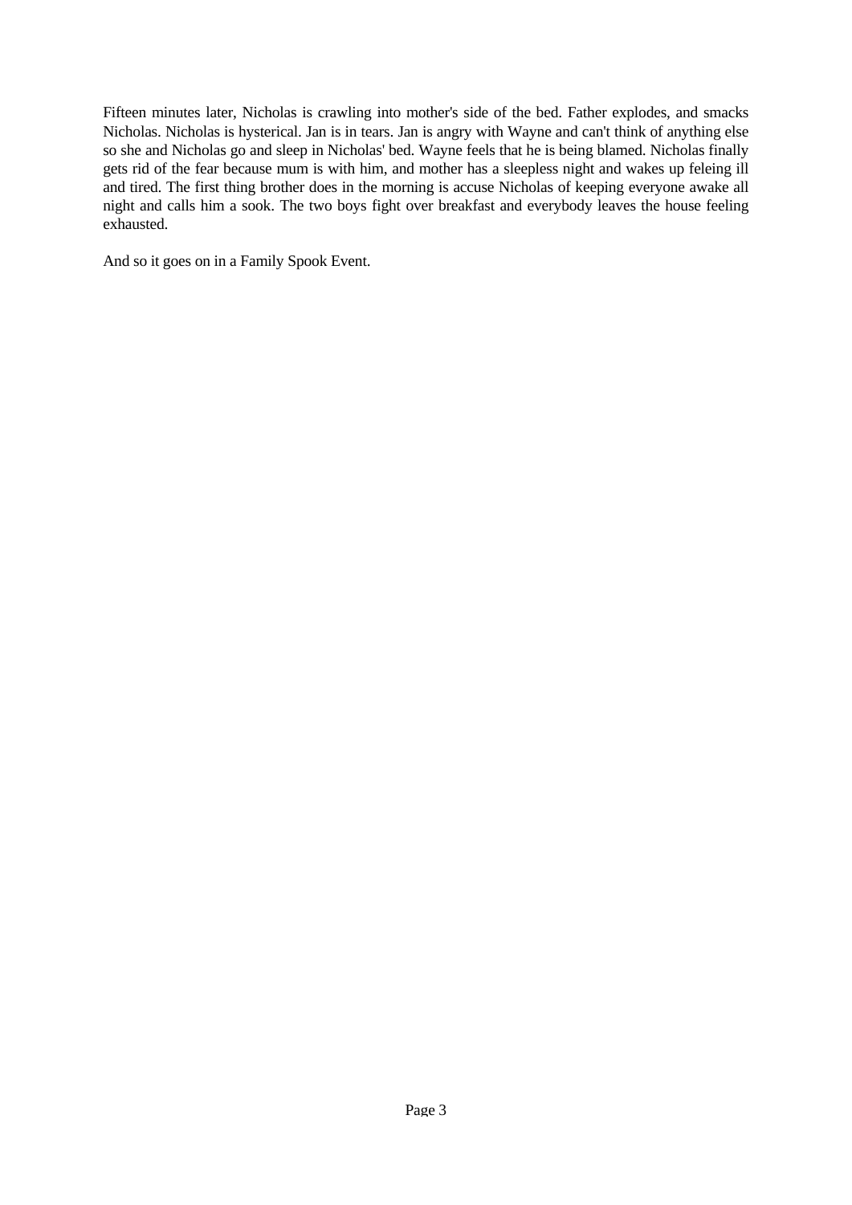Fifteen minutes later, Nicholas is crawling into mother's side of the bed. Father explodes, and smacks Nicholas. Nicholas is hysterical. Jan is in tears. Jan is angry with Wayne and can't think of anything else so she and Nicholas go and sleep in Nicholas' bed. Wayne feels that he is being blamed. Nicholas finally gets rid of the fear because mum is with him, and mother has a sleepless night and wakes up feleing ill and tired. The first thing brother does in the morning is accuse Nicholas of keeping everyone awake all night and calls him a sook. The two boys fight over breakfast and everybody leaves the house feeling exhausted.

And so it goes on in a Family Spook Event.